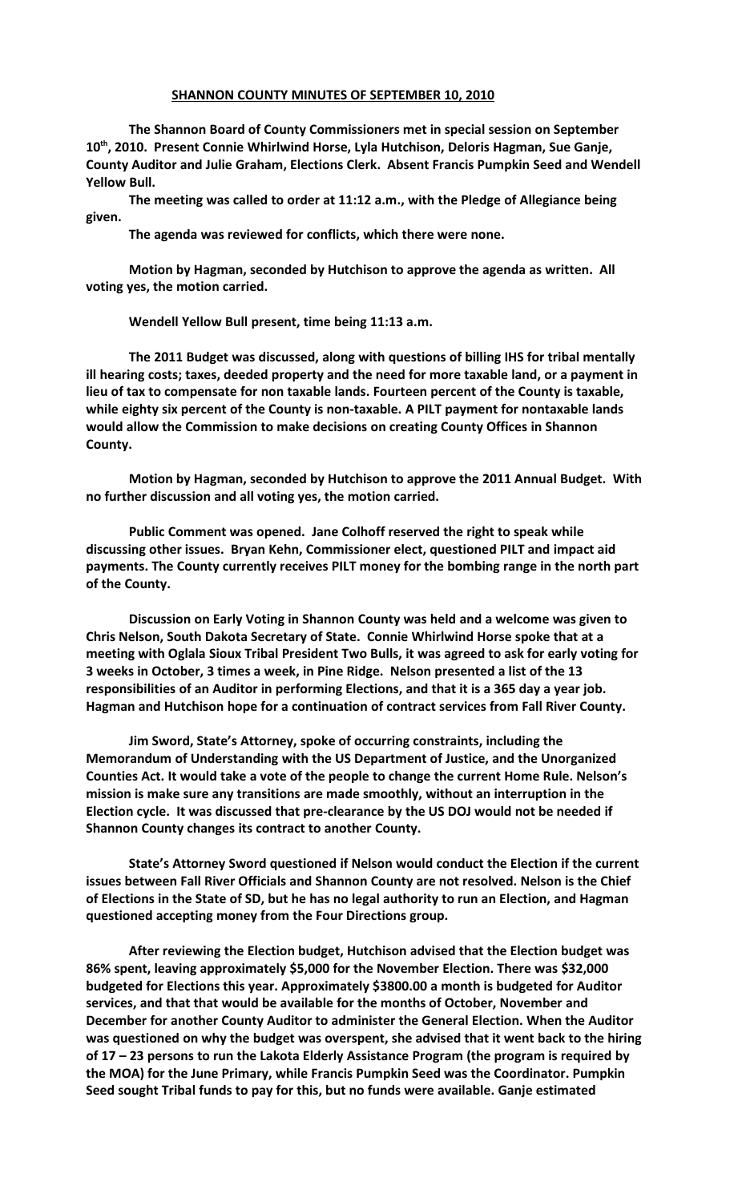## SHANNON COUNTY MINUTES OF SEPTEMBER 10, 2010

**The Shannon Board of County Commissioners met in special session on September 10th, 2010. Present Connie Whirlwind Horse, Lyla Hutchison, Deloris Hagman, Sue Ganje, County Auditor and Julie Graham, Elections Clerk. Absent Francis Pumpkin Seed and Wendell Yellow Bull.**

**The meeting was called to order at 11:12 a.m., with the Pledge of Allegiance being given.**

**The agenda was reviewed for conflicts, which there were none.**

**Motion by Hagman, seconded by Hutchison to approve the agenda as written. All voting yes, the motion carried.**

**Wendell Yellow Bull present, time being 11:13 a.m.**

**The 2011 Budget was discussed, along with questions of billing IHS for tribal mentally ill hearing costs; taxes, deeded property and the need for more taxable land, or a payment in lieu of tax to compensate for non taxable lands. Fourteen percent of the County is taxable, while eighty six percent of the County is non-taxable. A PILT payment for nontaxable lands would allow the Commission to make decisions on creating County Offices in Shannon County.**

**Motion by Hagman, seconded by Hutchison to approve the 2011 Annual Budget. With no further discussion and all voting yes, the motion carried.**

**Public Comment was opened. Jane Colhoff reserved the right to speak while discussing other issues. Bryan Kehn, Commissioner elect, questioned PILT and impact aid payments. The County currently receives PILT money for the bombing range in the north part of the County.**

**Discussion on Early Voting in Shannon County was held and a welcome was given to Chris Nelson, South Dakota Secretary of State. Connie Whirlwind Horse spoke that at a meeting with Oglala Sioux Tribal President Two Bulls, it was agreed to ask for early voting for 3 weeks in October, 3 times a week, in Pine Ridge. Nelson presented a list of the 13 responsibilities of an Auditor in performing Elections, and that it is a 365 day a year job. Hagman and Hutchison hope for a continuation of contract services from Fall River County.**

**Jim Sword, State's Attorney, spoke of occurring constraints, including the Memorandum of Understanding with the US Department of Justice, and the Unorganized Counties Act. It would take a vote of the people to change the current Home Rule. Nelson's mission is make sure any transitions are made smoothly, without an interruption in the Election cycle. It was discussed that pre-clearance by the US DOJ would not be needed if Shannon County changes its contract to another County.**

**State's Attorney Sword questioned if Nelson would conduct the Election if the current issues between Fall River Officials and Shannon County are not resolved. Nelson is the Chief of Elections in the State of SD, but he has no legal authority to run an Election, and Hagman questioned accepting money from the Four Directions group.**

**After reviewing the Election budget, Hutchison advised that the Election budget was 86% spent, leaving approximately $5,000 for the November Election. There was $32,000 budgeted for Elections this year. Approximately $3800.00 a month is budgeted for Auditor services, and that that would be available for the months of October, November and December for another County Auditor to administer the General Election. When the Auditor was questioned on why the budget was overspent, she advised that it went back to the hiring of 17 – 23 persons to run the Lakota Elderly Assistance Program (the program is required by the MOA) for the June Primary, while Francis Pumpkin Seed was the Coordinator. Pumpkin Seed sought Tribal funds to pay for this, but no funds were available. Ganje estimated**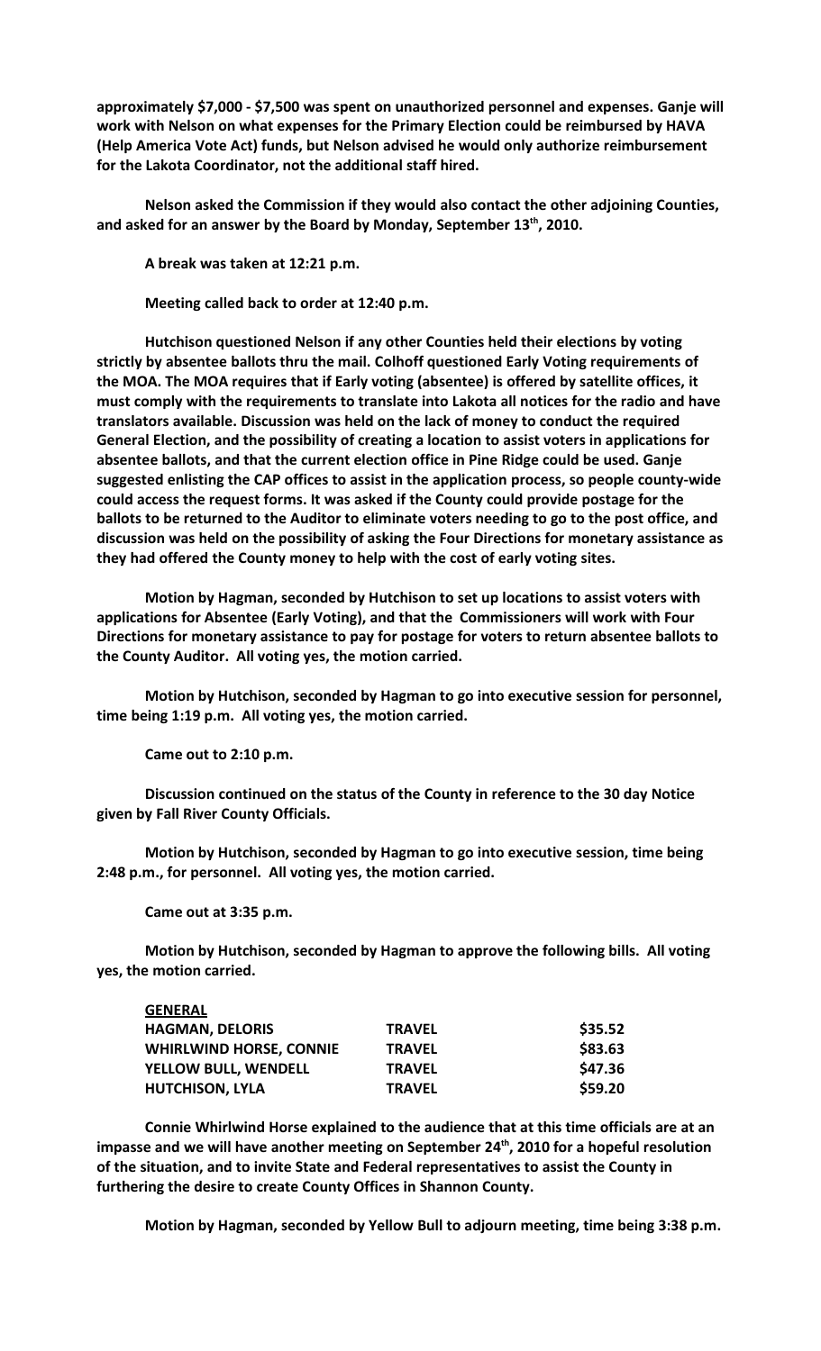**approximately $7,000 - $7,500 was spent on unauthorized personnel and expenses. Ganje will work with Nelson on what expenses for the Primary Election could be reimbursed by HAVA (Help America Vote Act) funds, but Nelson advised he would only authorize reimbursement for the Lakota Coordinator, not the additional staff hired.**

**Nelson asked the Commission if they would also contact the other adjoining Counties, and asked for an answer by the Board by Monday, September 13th, 2010.**

**A break was taken at 12:21 p.m.**

**Meeting called back to order at 12:40 p.m.**

**Hutchison questioned Nelson if any other Counties held their elections by voting strictly by absentee ballots thru the mail. Colhoff questioned Early Voting requirements of the MOA. The MOA requires that if Early voting (absentee) is offered by satellite offices, it must comply with the requirements to translate into Lakota all notices for the radio and have translators available. Discussion was held on the lack of money to conduct the required General Election, and the possibility of creating a location to assist voters in applications for absentee ballots, and that the current election office in Pine Ridge could be used. Ganje suggested enlisting the CAP offices to assist in the application process, so people county-wide could access the request forms. It was asked if the County could provide postage for the ballots to be returned to the Auditor to eliminate voters needing to go to the post office, and discussion was held on the possibility of asking the Four Directions for monetary assistance as they had offered the County money to help with the cost of early voting sites.**

**Motion by Hagman, seconded by Hutchison to set up locations to assist voters with applications for Absentee (Early Voting), and that the Commissioners will work with Four Directions for monetary assistance to pay for postage for voters to return absentee ballots to the County Auditor. All voting yes, the motion carried.**

**Motion by Hutchison, seconded by Hagman to go into executive session for personnel, time being 1:19 p.m. All voting yes, the motion carried.**

**Came out to 2:10 p.m.**

**Discussion continued on the status of the County in reference to the 30 day Notice given by Fall River County Officials.**

**Motion by Hutchison, seconded by Hagman to go into executive session, time being 2:48 p.m., for personnel. All voting yes, the motion carried.**

**Came out at 3:35 p.m.**

**Motion by Hutchison, seconded by Hagman to approve the following bills. All voting yes, the motion carried.**

| **GENERAL** | | |
|---|---|---|
| **HAGMAN, DELORIS** | **TRAVEL** | **$35.52** |
| **WHIRLWIND HORSE, CONNIE** | **TRAVEL** | **$83.63** |
| **YELLOW BULL, WENDELL** | **TRAVEL** | **$47.36** |
| **HUTCHISON, LYLA** | **TRAVEL** | **$59.20** |

**Connie Whirlwind Horse explained to the audience that at this time officials are at an impasse and we will have another meeting on September 24th, 2010 for a hopeful resolution of the situation, and to invite State and Federal representatives to assist the County in furthering the desire to create County Offices in Shannon County.**

**Motion by Hagman, seconded by Yellow Bull to adjourn meeting, time being 3:38 p.m.**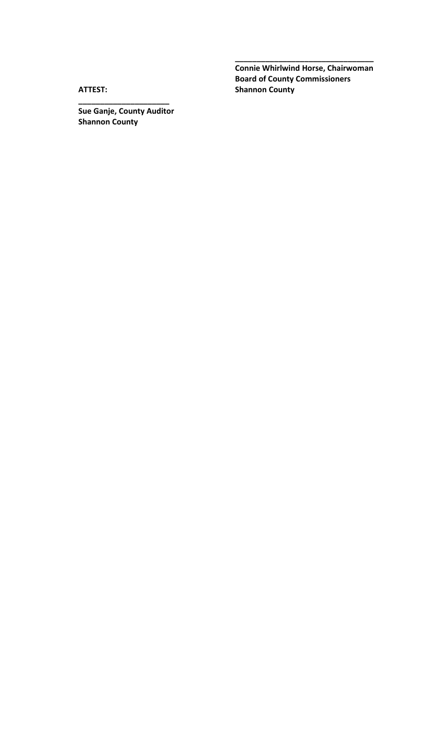\_\_\_\_\_\_\_\_\_\_\_\_\_\_\_\_\_\_\_\_\_\_\_\_\_\_\_\_\_\_\_\_
**Connie Whirlwind Horse, Chairwoman**
**Board of County Commissioners**
**Shannon County**

**ATTEST:**

\_\_\_\_\_\_\_\_\_\_\_\_\_\_\_\_\_\_\_\_\_\_
**Sue Ganje, County Auditor**
**Shannon County**